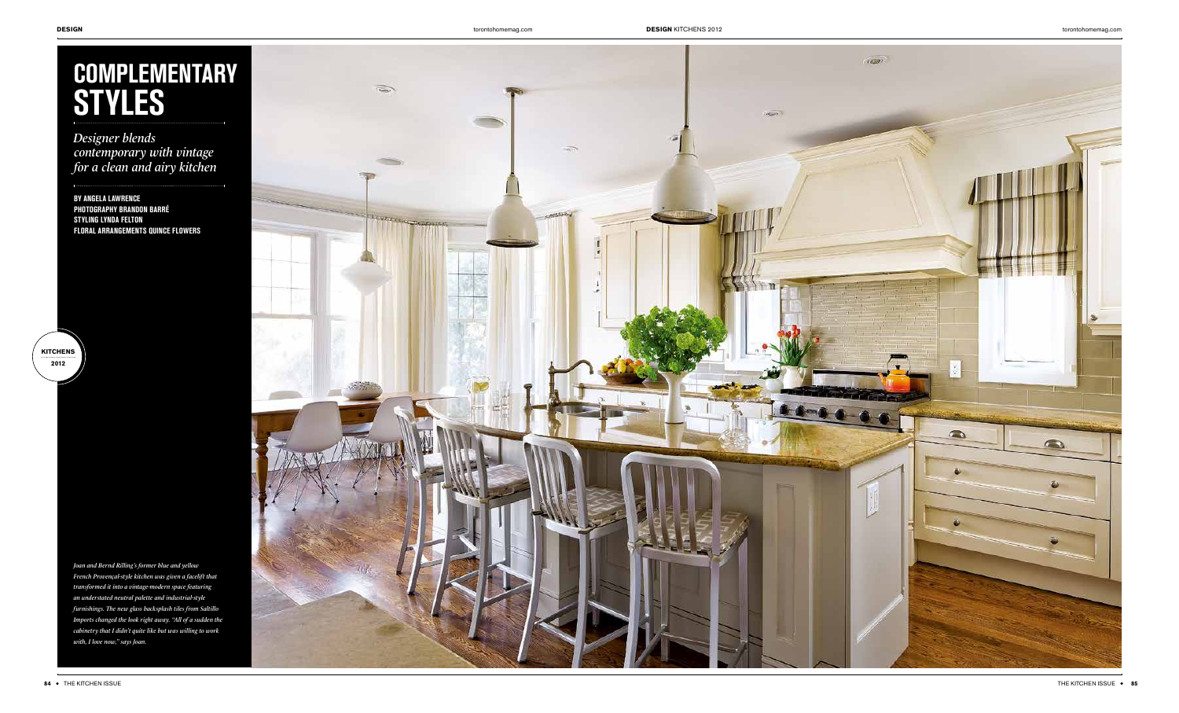# COMPLEMENTARY STYLES

*Designer blends contemporary with vintage for a clean and airy kitchen*

**BY ANGELA LAWRENCE**
**PHOTOGRAPHY BRANDON BARRÉ**
**STYLING LYNDA FELTON**
**FLORAL ARRANGEMENTS QUINCE FLOWERS**

*Joan and Bernd Rilling's former blue and yellow French Provençal-style kitchen was given a facelift that transformed it into a vintage-modern space featuring an understated neutral palette and industrial-style furnishings. The new glass backsplash tiles from Saltillo Imports changed the look right away. "All of a sudden the cabinetry that I didn't quite like but was willing to work with, I love now," says Joan.*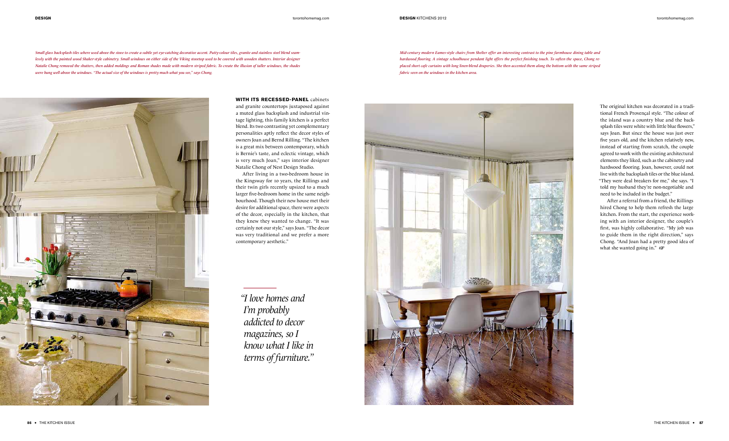*Small glass backsplash tiles where used above the stove to create a subtle yet eye-catching decorative accent. Putty-colour tiles, granite and stainless steel blend seamlessly with the painted wood Shaker-style cabinetry. Small windows on either side of the Viking stovetop used to be covered with wooden shutters. Interior designer Natalie Chong removed the shutters, then added moldings and Roman shades made with modern striped fabric. To create the illusion of taller windows, the shades were hung well above the windows. "The actual size of the windows is pretty much what you see," says Chong.*

**WITH ITS RECESSED-PANEL** cabinets and granite countertops juxtaposed against a muted glass backsplash and industrial vintage lighting, this family kitchen is a perfect blend. Its two contrasting yet complementary personalities aptly reflect the decor styles of owners Joan and Bernd Rilling. "The kitchen is a great mix between contemporary, which is Bernie's taste, and eclectic vintage, which is very much Joan," says interior designer Natalie Chong of Nest Design Studio.

After living in a two-bedroom house in the Kingsway for 10 years, the Rillings and their twin girls recently upsized to a much larger five-bedroom home in the same neighbourhood. Though their new house met their desire for additional space, there were aspects of the decor, especially in the kitchen, that they knew they wanted to change. "It was certainly not our style," says Joan. "The decor was very traditional and we prefer a more contemporary aesthetic."

*"I love homes and I'm probably addicted to decor magazines, so I know what I like in terms of furniture."*

*Mid-century modern Eames-style chairs from Shelter offer an interesting contrast to the pine farmhouse dining table and hardwood flooring. A vintage schoolhouse pendant light offers the perfect finishing touch. To soften the space, Chong replaced short cafe curtains with long linen-blend draperies. She then accented them along the bottom with the same striped fabric seen on the windows in the kitchen area.*

The original kitchen was decorated in a traditional French Provençal style. "The colour of the island was a country blue and the backsplash tiles were white with little blue flowers," says Joan. But since the house was just over five years old, and the kitchen relatively new, instead of starting from scratch, the couple agreed to work with the existing architectural elements they liked, such as the cabinetry and hardwood flooring. Joan, however, could not live with the backsplash tiles or the blue island. "They were deal breakers for me," she says. "I told my husband they're non-negotiable and need to be included in the budget."

After a referral from a friend, the Rillings hired Chong to help them refresh the large kitchen. From the start, the experience working with an interior designer, the couple's first, was highly collaborative. "My job was to guide them in the right direction," says Chong. "And Joan had a pretty good idea of what she wanted going in." ☞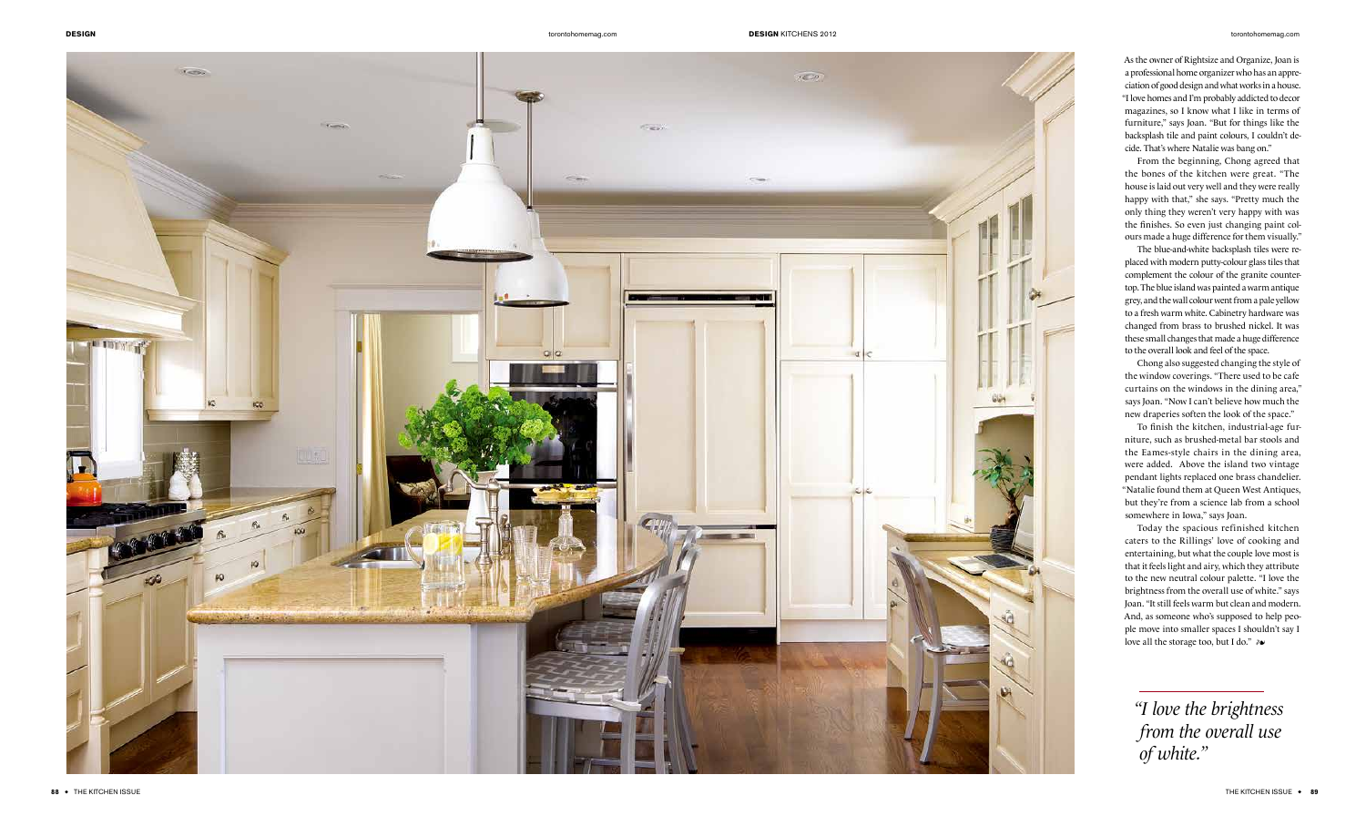As the owner of Rightsize and Organize, Joan is a professional home organizer who has an appreciation of good design and what works in a house. "I love homes and I'm probably addicted to decor magazines, so I know what I like in terms of furniture," says Joan. "But for things like the backsplash tile and paint colours, I couldn't decide. That's where Natalie was bang on."

From the beginning, Chong agreed that the bones of the kitchen were great. "The house is laid out very well and they were really happy with that," she says. "Pretty much the only thing they weren't very happy with was the finishes. So even just changing paint colours made a huge difference for them visually."

The blue-and-white backsplash tiles were replaced with modern putty-colour glass tiles that complement the colour of the granite countertop. The blue island was painted a warm antique grey, and the wall colour went from a pale yellow to a fresh warm white. Cabinetry hardware was changed from brass to brushed nickel. It was these small changes that made a huge difference to the overall look and feel of the space.

Chong also suggested changing the style of the window coverings. "There used to be cafe curtains on the windows in the dining area," says Joan. "Now I can't believe how much the new draperies soften the look of the space."

To finish the kitchen, industrial-age furniture, such as brushed-metal bar stools and the Eames-style chairs in the dining area, were added. Above the island two vintage pendant lights replaced one brass chandelier. "Natalie found them at Queen West Antiques, but they're from a science lab from a school somewhere in Iowa," says Joan.

Today the spacious refinished kitchen caters to the Rillings' love of cooking and entertaining, but what the couple love most is that it feels light and airy, which they attribute to the new neutral colour palette. "I love the brightness from the overall use of white," says Joan. "It still feels warm but clean and modern. And, as someone who's supposed to help people move into smaller spaces I shouldn't say I love all the storage too, but I do."

*"I love the brightness from the overall use of white."*